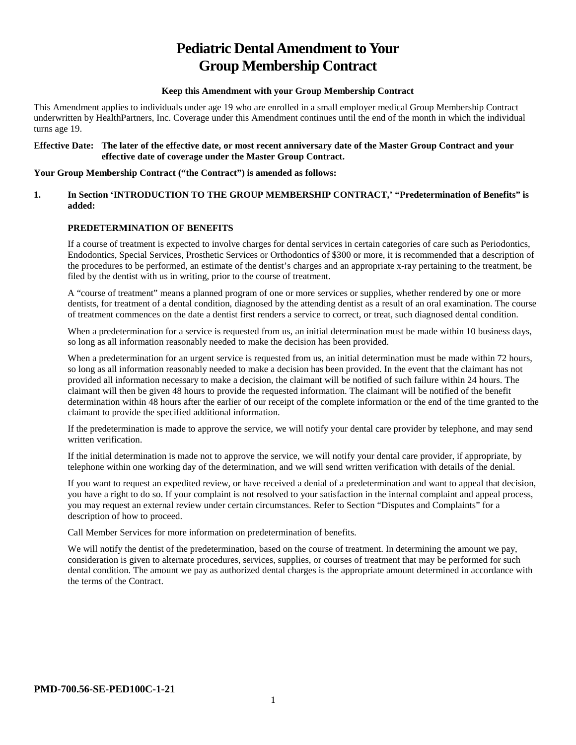# Pediatric Dental Amendment to Your Group Membership Contract

**Keep this Amendment with your Group Membership Contract**

This Amendment applies to individuals under age 19 who are enrolled in a small employer medical Group Membership Contract underwritten by HealthPartners, Inc. Coverage under this Amendment continues until the end of the month in which the individual turns age 19.

**Effective Date: The later of the effective date, or most recent anniversary date of the Master Group Contract and your effective date of coverage under the Master Group Contract.**

**Your Group Membership Contract ("the Contract") is amended as follows:**

**1. In Section 'INTRODUCTION TO THE GROUP MEMBERSHIP CONTRACT,' "Predetermination of Benefits" is added:**

**PREDETERMINATION OF BENEFITS**

If a course of treatment is expected to involve charges for dental services in certain categories of care such as Periodontics, Endodontics, Special Services, Prosthetic Services or Orthodontics of $300 or more, it is recommended that a description of the procedures to be performed, an estimate of the dentist's charges and an appropriate x-ray pertaining to the treatment, be filed by the dentist with us in writing, prior to the course of treatment.

A "course of treatment" means a planned program of one or more services or supplies, whether rendered by one or more dentists, for treatment of a dental condition, diagnosed by the attending dentist as a result of an oral examination. The course of treatment commences on the date a dentist first renders a service to correct, or treat, such diagnosed dental condition.

When a predetermination for a service is requested from us, an initial determination must be made within 10 business days, so long as all information reasonably needed to make the decision has been provided.

When a predetermination for an urgent service is requested from us, an initial determination must be made within 72 hours, so long as all information reasonably needed to make a decision has been provided. In the event that the claimant has not provided all information necessary to make a decision, the claimant will be notified of such failure within 24 hours. The claimant will then be given 48 hours to provide the requested information. The claimant will be notified of the benefit determination within 48 hours after the earlier of our receipt of the complete information or the end of the time granted to the claimant to provide the specified additional information.

If the predetermination is made to approve the service, we will notify your dental care provider by telephone, and may send written verification.

If the initial determination is made not to approve the service, we will notify your dental care provider, if appropriate, by telephone within one working day of the determination, and we will send written verification with details of the denial.

If you want to request an expedited review, or have received a denial of a predetermination and want to appeal that decision, you have a right to do so. If your complaint is not resolved to your satisfaction in the internal complaint and appeal process, you may request an external review under certain circumstances. Refer to Section "Disputes and Complaints" for a description of how to proceed.

Call Member Services for more information on predetermination of benefits.

We will notify the dentist of the predetermination, based on the course of treatment. In determining the amount we pay, consideration is given to alternate procedures, services, supplies, or courses of treatment that may be performed for such dental condition. The amount we pay as authorized dental charges is the appropriate amount determined in accordance with the terms of the Contract.

**PMD-700.56-SE-PED100C-1-21**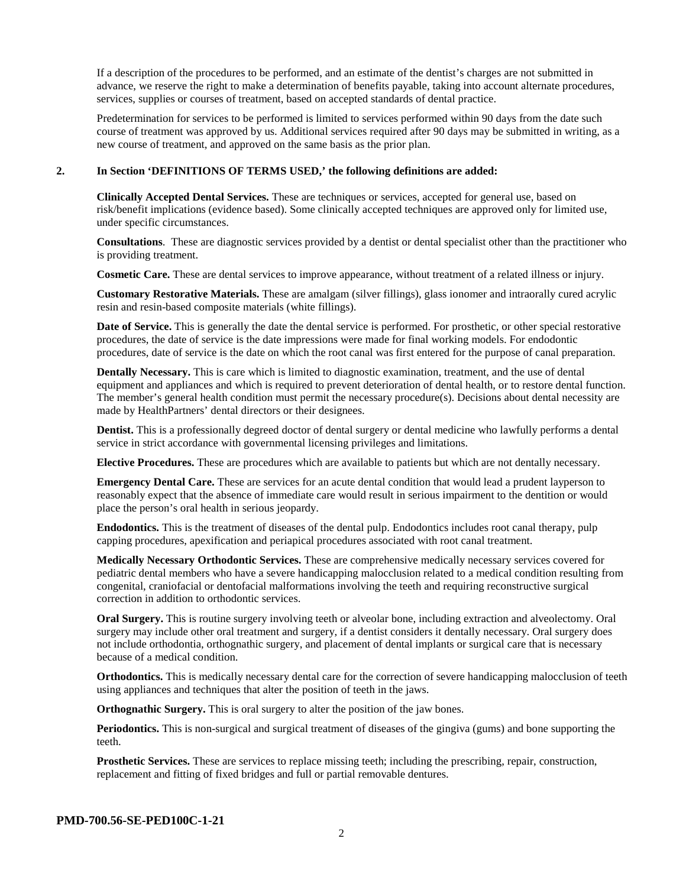If a description of the procedures to be performed, and an estimate of the dentist's charges are not submitted in advance, we reserve the right to make a determination of benefits payable, taking into account alternate procedures, services, supplies or courses of treatment, based on accepted standards of dental practice.

Predetermination for services to be performed is limited to services performed within 90 days from the date such course of treatment was approved by us. Additional services required after 90 days may be submitted in writing, as a new course of treatment, and approved on the same basis as the prior plan.

**2. In Section 'DEFINITIONS OF TERMS USED,' the following definitions are added:**

**Clinically Accepted Dental Services.** These are techniques or services, accepted for general use, based on risk/benefit implications (evidence based). Some clinically accepted techniques are approved only for limited use, under specific circumstances.

**Consultations**. These are diagnostic services provided by a dentist or dental specialist other than the practitioner who is providing treatment.

**Cosmetic Care.** These are dental services to improve appearance, without treatment of a related illness or injury.

**Customary Restorative Materials.** These are amalgam (silver fillings), glass ionomer and intraorally cured acrylic resin and resin-based composite materials (white fillings).

**Date of Service.** This is generally the date the dental service is performed. For prosthetic, or other special restorative procedures, the date of service is the date impressions were made for final working models. For endodontic procedures, date of service is the date on which the root canal was first entered for the purpose of canal preparation.

**Dentally Necessary.** This is care which is limited to diagnostic examination, treatment, and the use of dental equipment and appliances and which is required to prevent deterioration of dental health, or to restore dental function. The member's general health condition must permit the necessary procedure(s). Decisions about dental necessity are made by HealthPartners' dental directors or their designees.

**Dentist.** This is a professionally degreed doctor of dental surgery or dental medicine who lawfully performs a dental service in strict accordance with governmental licensing privileges and limitations.

**Elective Procedures.** These are procedures which are available to patients but which are not dentally necessary.

**Emergency Dental Care.** These are services for an acute dental condition that would lead a prudent layperson to reasonably expect that the absence of immediate care would result in serious impairment to the dentition or would place the person's oral health in serious jeopardy.

**Endodontics.** This is the treatment of diseases of the dental pulp. Endodontics includes root canal therapy, pulp capping procedures, apexification and periapical procedures associated with root canal treatment.

**Medically Necessary Orthodontic Services.** These are comprehensive medically necessary services covered for pediatric dental members who have a severe handicapping malocclusion related to a medical condition resulting from congenital, craniofacial or dentofacial malformations involving the teeth and requiring reconstructive surgical correction in addition to orthodontic services.

**Oral Surgery.** This is routine surgery involving teeth or alveolar bone, including extraction and alveolectomy. Oral surgery may include other oral treatment and surgery, if a dentist considers it dentally necessary. Oral surgery does not include orthodontia, orthognathic surgery, and placement of dental implants or surgical care that is necessary because of a medical condition.

**Orthodontics.** This is medically necessary dental care for the correction of severe handicapping malocclusion of teeth using appliances and techniques that alter the position of teeth in the jaws.

**Orthognathic Surgery.** This is oral surgery to alter the position of the jaw bones.

**Periodontics.** This is non-surgical and surgical treatment of diseases of the gingiva (gums) and bone supporting the teeth.

**Prosthetic Services.** These are services to replace missing teeth; including the prescribing, repair, construction, replacement and fitting of fixed bridges and full or partial removable dentures.

**PMD-700.56-SE-PED100C-1-21**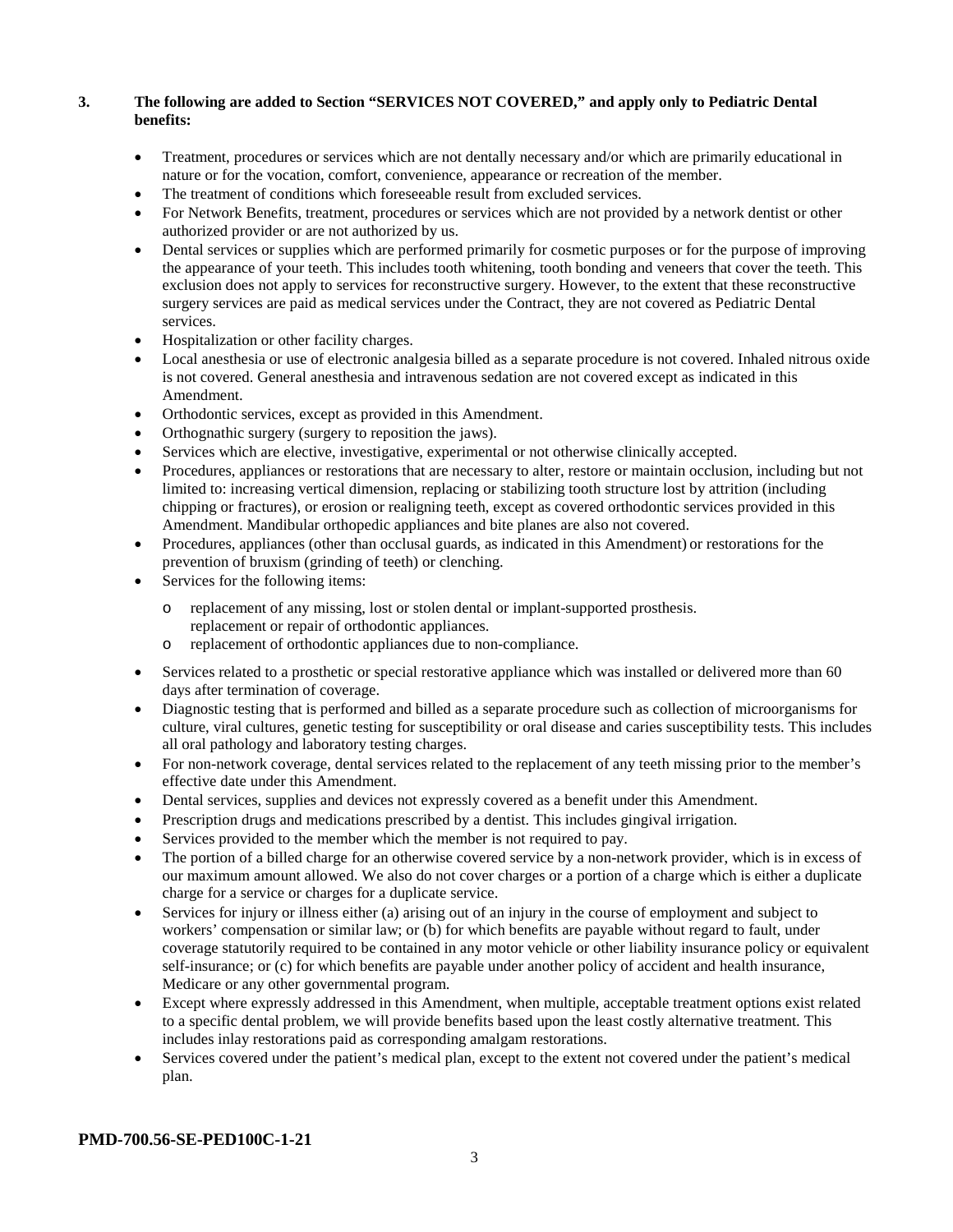**3. The following are added to Section "SERVICES NOT COVERED," and apply only to Pediatric Dental benefits:**

- Treatment, procedures or services which are not dentally necessary and/or which are primarily educational in nature or for the vocation, comfort, convenience, appearance or recreation of the member.
- The treatment of conditions which foreseeable result from excluded services.
- For Network Benefits, treatment, procedures or services which are not provided by a network dentist or other authorized provider or are not authorized by us.
- Dental services or supplies which are performed primarily for cosmetic purposes or for the purpose of improving the appearance of your teeth. This includes tooth whitening, tooth bonding and veneers that cover the teeth. This exclusion does not apply to services for reconstructive surgery. However, to the extent that these reconstructive surgery services are paid as medical services under the Contract, they are not covered as Pediatric Dental services.
- Hospitalization or other facility charges.
- Local anesthesia or use of electronic analgesia billed as a separate procedure is not covered. Inhaled nitrous oxide is not covered. General anesthesia and intravenous sedation are not covered except as indicated in this Amendment.
- Orthodontic services, except as provided in this Amendment.
- Orthognathic surgery (surgery to reposition the jaws).
- Services which are elective, investigative, experimental or not otherwise clinically accepted.
- Procedures, appliances or restorations that are necessary to alter, restore or maintain occlusion, including but not limited to: increasing vertical dimension, replacing or stabilizing tooth structure lost by attrition (including chipping or fractures), or erosion or realigning teeth, except as covered orthodontic services provided in this Amendment. Mandibular orthopedic appliances and bite planes are also not covered.
- Procedures, appliances (other than occlusal guards, as indicated in this Amendment) or restorations for the prevention of bruxism (grinding of teeth) or clenching.
- Services for the following items:
  - replacement of any missing, lost or stolen dental or implant-supported prosthesis. replacement or repair of orthodontic appliances.
  - replacement of orthodontic appliances due to non-compliance.
- Services related to a prosthetic or special restorative appliance which was installed or delivered more than 60 days after termination of coverage.
- Diagnostic testing that is performed and billed as a separate procedure such as collection of microorganisms for culture, viral cultures, genetic testing for susceptibility or oral disease and caries susceptibility tests. This includes all oral pathology and laboratory testing charges.
- For non-network coverage, dental services related to the replacement of any teeth missing prior to the member's effective date under this Amendment.
- Dental services, supplies and devices not expressly covered as a benefit under this Amendment.
- Prescription drugs and medications prescribed by a dentist. This includes gingival irrigation.
- Services provided to the member which the member is not required to pay.
- The portion of a billed charge for an otherwise covered service by a non-network provider, which is in excess of our maximum amount allowed. We also do not cover charges or a portion of a charge which is either a duplicate charge for a service or charges for a duplicate service.
- Services for injury or illness either (a) arising out of an injury in the course of employment and subject to workers' compensation or similar law; or (b) for which benefits are payable without regard to fault, under coverage statutorily required to be contained in any motor vehicle or other liability insurance policy or equivalent self-insurance; or (c) for which benefits are payable under another policy of accident and health insurance, Medicare or any other governmental program.
- Except where expressly addressed in this Amendment, when multiple, acceptable treatment options exist related to a specific dental problem, we will provide benefits based upon the least costly alternative treatment. This includes inlay restorations paid as corresponding amalgam restorations.
- Services covered under the patient's medical plan, except to the extent not covered under the patient's medical plan.

**PMD-700.56-SE-PED100C-1-21**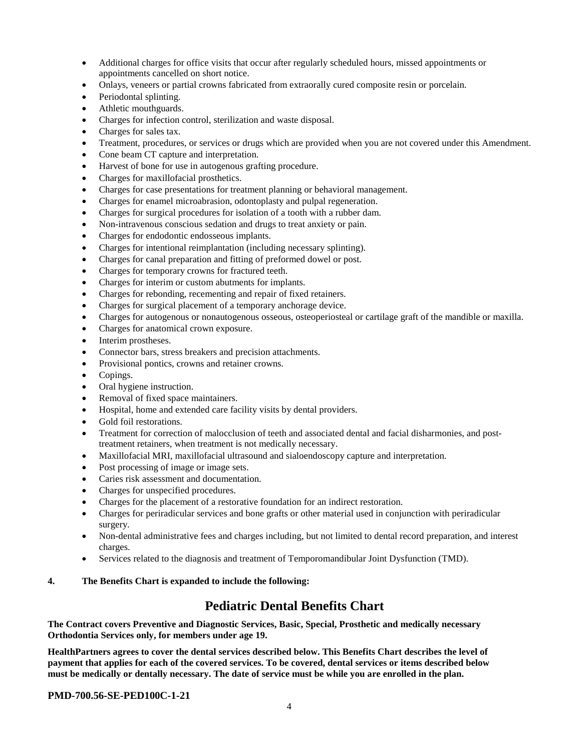- Additional charges for office visits that occur after regularly scheduled hours, missed appointments or appointments cancelled on short notice.
- Onlays, veneers or partial crowns fabricated from extraorally cured composite resin or porcelain.
- Periodontal splinting.
- Athletic mouthguards.
- Charges for infection control, sterilization and waste disposal.
- Charges for sales tax.
- Treatment, procedures, or services or drugs which are provided when you are not covered under this Amendment.
- Cone beam CT capture and interpretation.
- Harvest of bone for use in autogenous grafting procedure.
- Charges for maxillofacial prosthetics.
- Charges for case presentations for treatment planning or behavioral management.
- Charges for enamel microabrasion, odontoplasty and pulpal regeneration.
- Charges for surgical procedures for isolation of a tooth with a rubber dam.
- Non-intravenous conscious sedation and drugs to treat anxiety or pain.
- Charges for endodontic endosseous implants.
- Charges for intentional reimplantation (including necessary splinting).
- Charges for canal preparation and fitting of preformed dowel or post.
- Charges for temporary crowns for fractured teeth.
- Charges for interim or custom abutments for implants.
- Charges for rebonding, recementing and repair of fixed retainers.
- Charges for surgical placement of a temporary anchorage device.
- Charges for autogenous or nonautogenous osseous, osteoperiosteal or cartilage graft of the mandible or maxilla.
- Charges for anatomical crown exposure.
- Interim prostheses.
- Connector bars, stress breakers and precision attachments.
- Provisional pontics, crowns and retainer crowns.
- Copings.
- Oral hygiene instruction.
- Removal of fixed space maintainers.
- Hospital, home and extended care facility visits by dental providers.
- Gold foil restorations.
- Treatment for correction of malocclusion of teeth and associated dental and facial disharmonies, and post-treatment retainers, when treatment is not medically necessary.
- Maxillofacial MRI, maxillofacial ultrasound and sialoendoscopy capture and interpretation.
- Post processing of image or image sets.
- Caries risk assessment and documentation.
- Charges for unspecified procedures.
- Charges for the placement of a restorative foundation for an indirect restoration.
- Charges for periradicular services and bone grafts or other material used in conjunction with periradicular surgery.
- Non-dental administrative fees and charges including, but not limited to dental record preparation, and interest charges.
- Services related to the diagnosis and treatment of Temporomandibular Joint Dysfunction (TMD).

**4. The Benefits Chart is expanded to include the following:**

## Pediatric Dental Benefits Chart

**The Contract covers Preventive and Diagnostic Services, Basic, Special, Prosthetic and medically necessary Orthodontia Services only, for members under age 19.**

**HealthPartners agrees to cover the dental services described below. This Benefits Chart describes the level of payment that applies for each of the covered services. To be covered, dental services or items described below must be medically or dentally necessary. The date of service must be while you are enrolled in the plan.**

**PMD-700.56-SE-PED100C-1-21**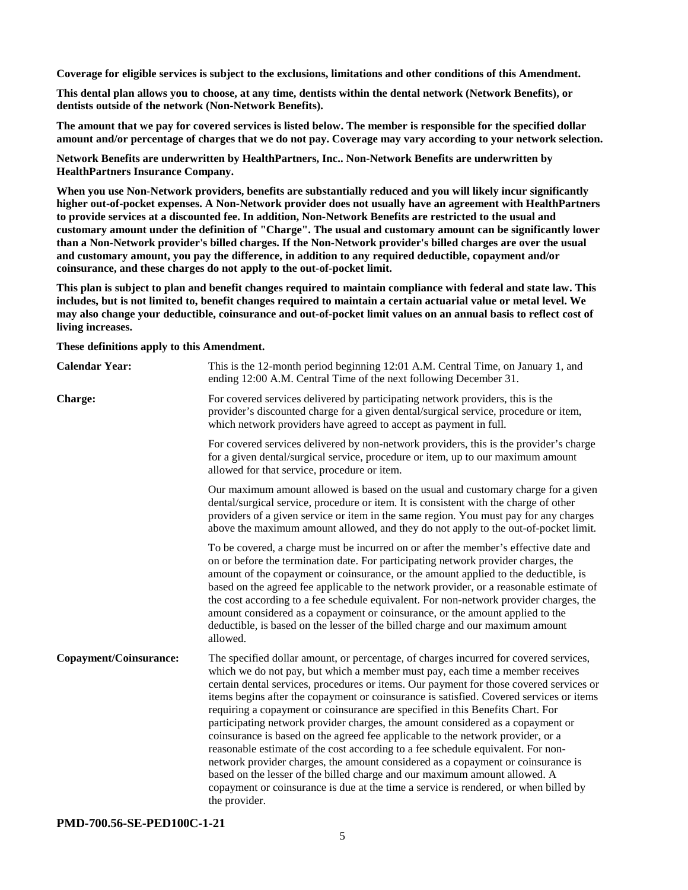**Coverage for eligible services is subject to the exclusions, limitations and other conditions of this Amendment.**

**This dental plan allows you to choose, at any time, dentists within the dental network (Network Benefits), or dentists outside of the network (Non-Network Benefits).**

**The amount that we pay for covered services is listed below. The member is responsible for the specified dollar amount and/or percentage of charges that we do not pay. Coverage may vary according to your network selection.**

**Network Benefits are underwritten by HealthPartners, Inc.. Non-Network Benefits are underwritten by HealthPartners Insurance Company.**

**When you use Non-Network providers, benefits are substantially reduced and you will likely incur significantly higher out-of-pocket expenses. A Non-Network provider does not usually have an agreement with HealthPartners to provide services at a discounted fee. In addition, Non-Network Benefits are restricted to the usual and customary amount under the definition of "Charge". The usual and customary amount can be significantly lower than a Non-Network provider's billed charges. If the Non-Network provider's billed charges are over the usual and customary amount, you pay the difference, in addition to any required deductible, copayment and/or coinsurance, and these charges do not apply to the out-of-pocket limit.**

**This plan is subject to plan and benefit changes required to maintain compliance with federal and state law. This includes, but is not limited to, benefit changes required to maintain a certain actuarial value or metal level. We may also change your deductible, coinsurance and out-of-pocket limit values on an annual basis to reflect cost of living increases.**

**These definitions apply to this Amendment.**

| | |
|---|---|
| **Calendar Year:** | This is the 12-month period beginning 12:01 A.M. Central Time, on January 1, and ending 12:00 A.M. Central Time of the next following December 31. |
| **Charge:** | For covered services delivered by participating network providers, this is the provider's discounted charge for a given dental/surgical service, procedure or item, which network providers have agreed to accept as payment in full.<br><br>For covered services delivered by non-network providers, this is the provider's charge for a given dental/surgical service, procedure or item, up to our maximum amount allowed for that service, procedure or item.<br><br>Our maximum amount allowed is based on the usual and customary charge for a given dental/surgical service, procedure or item. It is consistent with the charge of other providers of a given service or item in the same region. You must pay for any charges above the maximum amount allowed, and they do not apply to the out-of-pocket limit.<br><br>To be covered, a charge must be incurred on or after the member's effective date and on or before the termination date. For participating network provider charges, the amount of the copayment or coinsurance, or the amount applied to the deductible, is based on the agreed fee applicable to the network provider, or a reasonable estimate of the cost according to a fee schedule equivalent. For non-network provider charges, the amount considered as a copayment or coinsurance, or the amount applied to the deductible, is based on the lesser of the billed charge and our maximum amount allowed. |
| **Copayment/Coinsurance:** | The specified dollar amount, or percentage, of charges incurred for covered services, which we do not pay, but which a member must pay, each time a member receives certain dental services, procedures or items. Our payment for those covered services or items begins after the copayment or coinsurance is satisfied. Covered services or items requiring a copayment or coinsurance are specified in this Benefits Chart. For participating network provider charges, the amount considered as a copayment or coinsurance is based on the agreed fee applicable to the network provider, or a reasonable estimate of the cost according to a fee schedule equivalent. For non-network provider charges, the amount considered as a copayment or coinsurance is based on the lesser of the billed charge and our maximum amount allowed. A copayment or coinsurance is due at the time a service is rendered, or when billed by the provider. |

**PMD-700.56-SE-PED100C-1-21**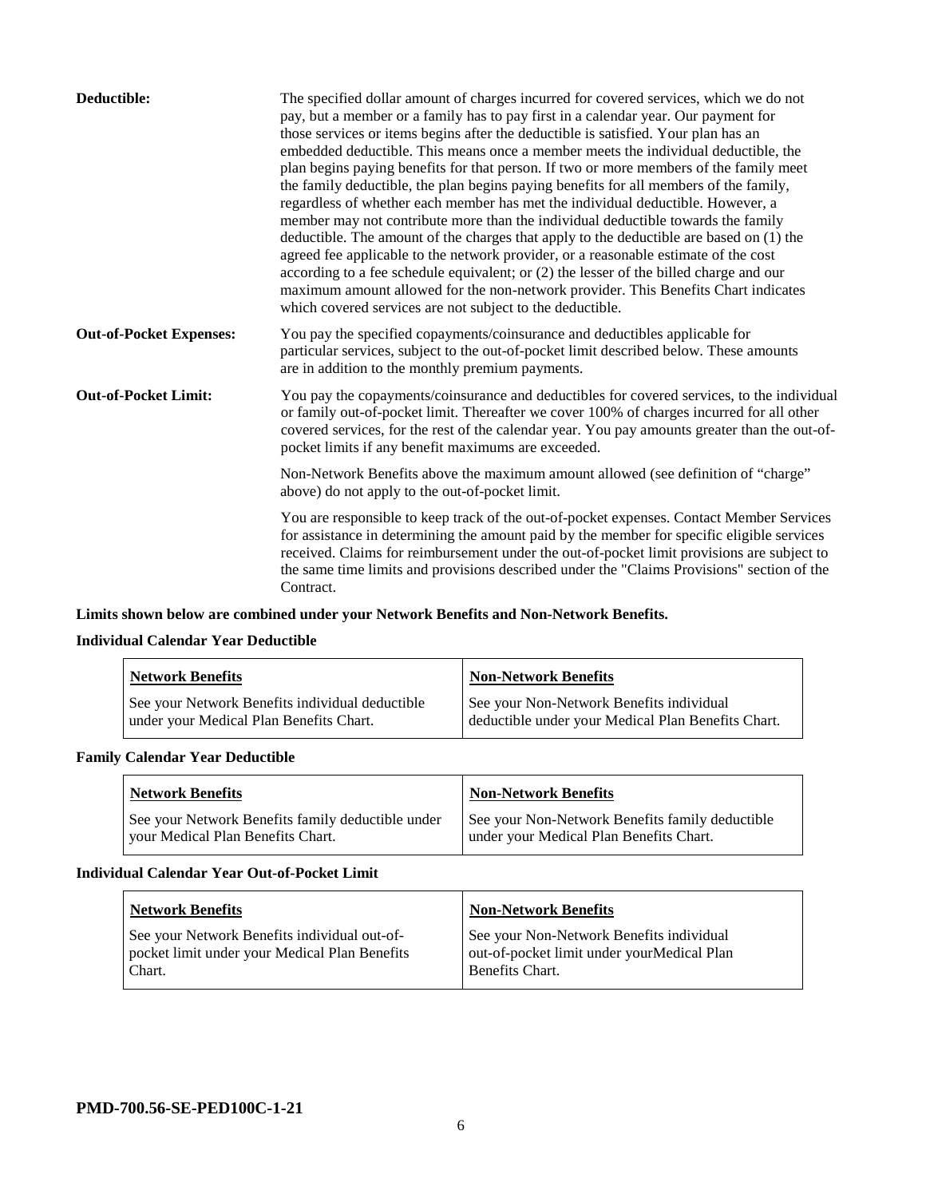**Deductible:** The specified dollar amount of charges incurred for covered services, which we do not pay, but a member or a family has to pay first in a calendar year. Our payment for those services or items begins after the deductible is satisfied. Your plan has an embedded deductible. This means once a member meets the individual deductible, the plan begins paying benefits for that person. If two or more members of the family meet the family deductible, the plan begins paying benefits for all members of the family, regardless of whether each member has met the individual deductible. However, a member may not contribute more than the individual deductible towards the family deductible. The amount of the charges that apply to the deductible are based on (1) the agreed fee applicable to the network provider, or a reasonable estimate of the cost according to a fee schedule equivalent; or (2) the lesser of the billed charge and our maximum amount allowed for the non-network provider. This Benefits Chart indicates which covered services are not subject to the deductible.

**Out-of-Pocket Expenses:** You pay the specified copayments/coinsurance and deductibles applicable for particular services, subject to the out-of-pocket limit described below. These amounts are in addition to the monthly premium payments.

**Out-of-Pocket Limit:** You pay the copayments/coinsurance and deductibles for covered services, to the individual or family out-of-pocket limit. Thereafter we cover 100% of charges incurred for all other covered services, for the rest of the calendar year. You pay amounts greater than the out-of-pocket limits if any benefit maximums are exceeded.

Non-Network Benefits above the maximum amount allowed (see definition of "charge" above) do not apply to the out-of-pocket limit.

You are responsible to keep track of the out-of-pocket expenses. Contact Member Services for assistance in determining the amount paid by the member for specific eligible services received. Claims for reimbursement under the out-of-pocket limit provisions are subject to the same time limits and provisions described under the "Claims Provisions" section of the Contract.

**Limits shown below are combined under your Network Benefits and Non-Network Benefits.**

**Individual Calendar Year Deductible**

| Network Benefits | Non-Network Benefits |
|---|---|
| See your Network Benefits individual deductible under your Medical Plan Benefits Chart. | See your Non-Network Benefits individual deductible under your Medical Plan Benefits Chart. |

**Family Calendar Year Deductible**

| Network Benefits | Non-Network Benefits |
|---|---|
| See your Network Benefits family deductible under your Medical Plan Benefits Chart. | See your Non-Network Benefits family deductible under your Medical Plan Benefits Chart. |

**Individual Calendar Year Out-of-Pocket Limit**

| Network Benefits | Non-Network Benefits |
|---|---|
| See your Network Benefits individual out-of-pocket limit under your Medical Plan Benefits Chart. | See your Non-Network Benefits individual out-of-pocket limit under yourMedical Plan Benefits Chart. |

**PMD-700.56-SE-PED100C-1-21**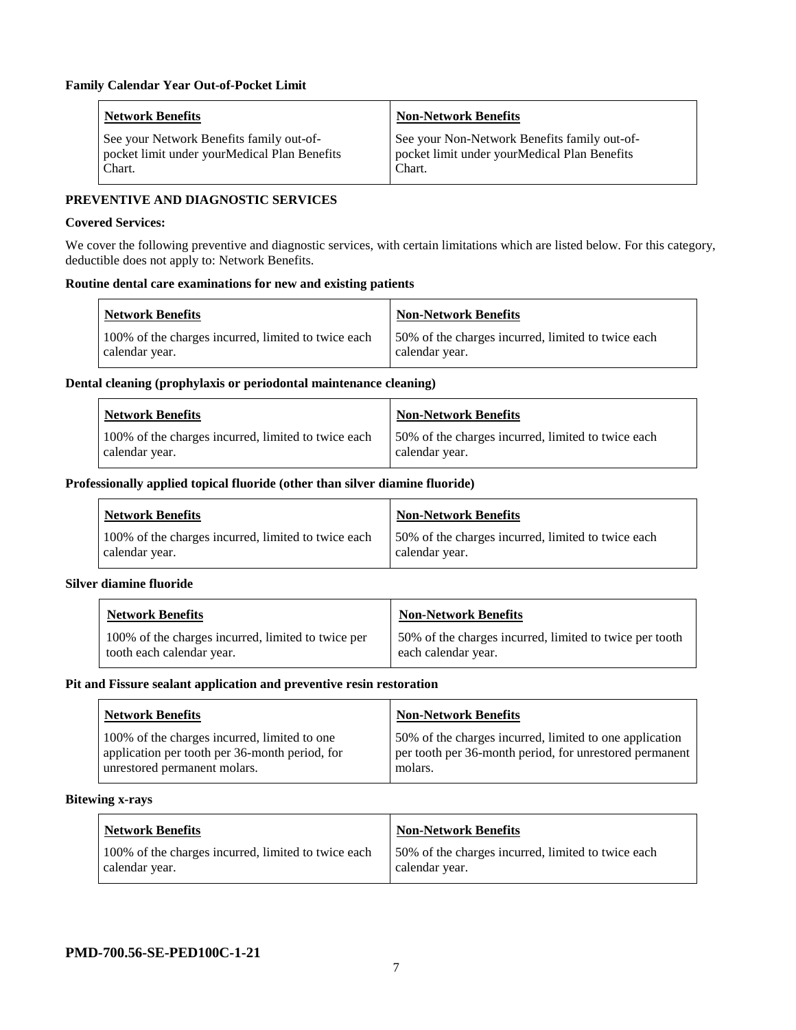**Family Calendar Year Out-of-Pocket Limit**

| Network Benefits | Non-Network Benefits |
| --- | --- |
| See your Network Benefits family out-of-pocket limit under yourMedical Plan Benefits Chart. | See your Non-Network Benefits family out-of-pocket limit under yourMedical Plan Benefits Chart. |

**PREVENTIVE AND DIAGNOSTIC SERVICES**

**Covered Services:**

We cover the following preventive and diagnostic services, with certain limitations which are listed below. For this category, deductible does not apply to: Network Benefits.

**Routine dental care examinations for new and existing patients**

| Network Benefits | Non-Network Benefits |
| --- | --- |
| 100% of the charges incurred, limited to twice each calendar year. | 50% of the charges incurred, limited to twice each calendar year. |

**Dental cleaning (prophylaxis or periodontal maintenance cleaning)**

| Network Benefits | Non-Network Benefits |
| --- | --- |
| 100% of the charges incurred, limited to twice each calendar year. | 50% of the charges incurred, limited to twice each calendar year. |

**Professionally applied topical fluoride (other than silver diamine fluoride)**

| Network Benefits | Non-Network Benefits |
| --- | --- |
| 100% of the charges incurred, limited to twice each calendar year. | 50% of the charges incurred, limited to twice each calendar year. |

**Silver diamine fluoride**

| Network Benefits | Non-Network Benefits |
| --- | --- |
| 100% of the charges incurred, limited to twice per tooth each calendar year. | 50% of the charges incurred, limited to twice per tooth each calendar year. |

**Pit and Fissure sealant application and preventive resin restoration**

| Network Benefits | Non-Network Benefits |
| --- | --- |
| 100% of the charges incurred, limited to one application per tooth per 36-month period, for unrestored permanent molars. | 50% of the charges incurred, limited to one application per tooth per 36-month period, for unrestored permanent molars. |

**Bitewing x-rays**

| Network Benefits | Non-Network Benefits |
| --- | --- |
| 100% of the charges incurred, limited to twice each calendar year. | 50% of the charges incurred, limited to twice each calendar year. |

**PMD-700.56-SE-PED100C-1-21**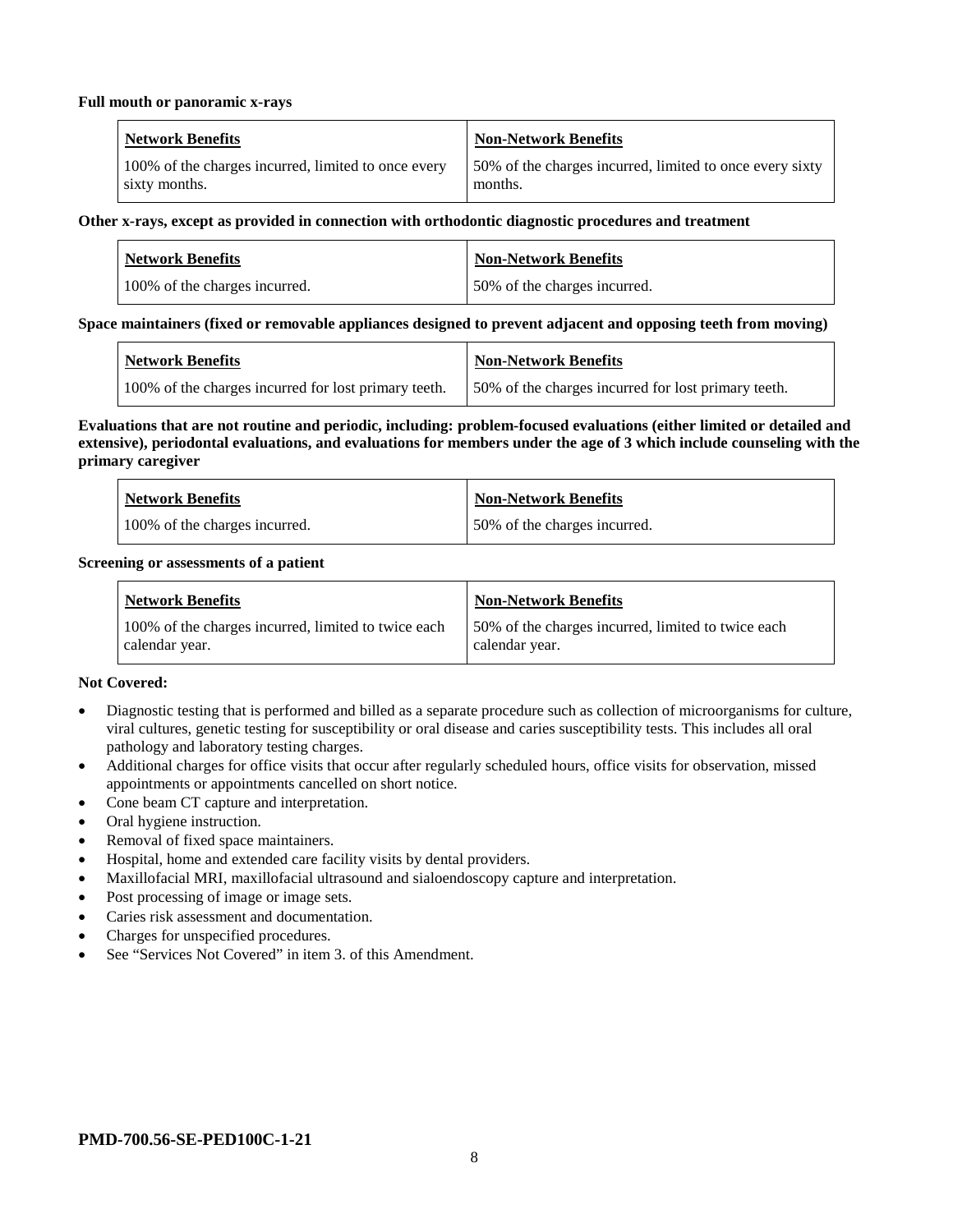**Full mouth or panoramic x-rays**

| Network Benefits | Non-Network Benefits |
| --- | --- |
| 100% of the charges incurred, limited to once every sixty months. | 50% of the charges incurred, limited to once every sixty months. |

**Other x-rays, except as provided in connection with orthodontic diagnostic procedures and treatment**

| Network Benefits | Non-Network Benefits |
| --- | --- |
| 100% of the charges incurred. | 50% of the charges incurred. |

**Space maintainers (fixed or removable appliances designed to prevent adjacent and opposing teeth from moving)**

| Network Benefits | Non-Network Benefits |
| --- | --- |
| 100% of the charges incurred for lost primary teeth. | 50% of the charges incurred for lost primary teeth. |

**Evaluations that are not routine and periodic, including: problem-focused evaluations (either limited or detailed and extensive), periodontal evaluations, and evaluations for members under the age of 3 which include counseling with the primary caregiver**

| Network Benefits | Non-Network Benefits |
| --- | --- |
| 100% of the charges incurred. | 50% of the charges incurred. |

**Screening or assessments of a patient**

| Network Benefits | Non-Network Benefits |
| --- | --- |
| 100% of the charges incurred, limited to twice each calendar year. | 50% of the charges incurred, limited to twice each calendar year. |

**Not Covered:**

- Diagnostic testing that is performed and billed as a separate procedure such as collection of microorganisms for culture, viral cultures, genetic testing for susceptibility or oral disease and caries susceptibility tests. This includes all oral pathology and laboratory testing charges.
- Additional charges for office visits that occur after regularly scheduled hours, office visits for observation, missed appointments or appointments cancelled on short notice.
- Cone beam CT capture and interpretation.
- Oral hygiene instruction.
- Removal of fixed space maintainers.
- Hospital, home and extended care facility visits by dental providers.
- Maxillofacial MRI, maxillofacial ultrasound and sialoendoscopy capture and interpretation.
- Post processing of image or image sets.
- Caries risk assessment and documentation.
- Charges for unspecified procedures.
- See "Services Not Covered" in item 3. of this Amendment.

**PMD-700.56-SE-PED100C-1-21**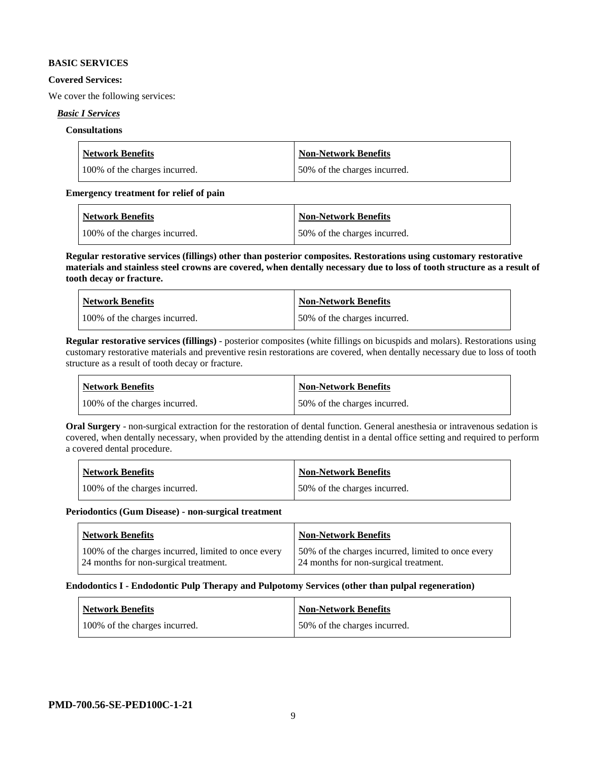**BASIC SERVICES**

**Covered Services:**

We cover the following services:

***Basic I Services***

**Consultations**

| Network Benefits | Non-Network Benefits |
| --- | --- |
| 100% of the charges incurred. | 50% of the charges incurred. |

**Emergency treatment for relief of pain**

| Network Benefits | Non-Network Benefits |
| --- | --- |
| 100% of the charges incurred. | 50% of the charges incurred. |

**Regular restorative services (fillings) other than posterior composites. Restorations using customary restorative materials and stainless steel crowns are covered, when dentally necessary due to loss of tooth structure as a result of tooth decay or fracture.**

| Network Benefits | Non-Network Benefits |
| --- | --- |
| 100% of the charges incurred. | 50% of the charges incurred. |

**Regular restorative services (fillings)** - posterior composites (white fillings on bicuspids and molars). Restorations using customary restorative materials and preventive resin restorations are covered, when dentally necessary due to loss of tooth structure as a result of tooth decay or fracture.

| Network Benefits | Non-Network Benefits |
| --- | --- |
| 100% of the charges incurred. | 50% of the charges incurred. |

**Oral Surgery** - non-surgical extraction for the restoration of dental function. General anesthesia or intravenous sedation is covered, when dentally necessary, when provided by the attending dentist in a dental office setting and required to perform a covered dental procedure.

| Network Benefits | Non-Network Benefits |
| --- | --- |
| 100% of the charges incurred. | 50% of the charges incurred. |

**Periodontics (Gum Disease) - non-surgical treatment**

| Network Benefits | Non-Network Benefits |
| --- | --- |
| 100% of the charges incurred, limited to once every 24 months for non-surgical treatment. | 50% of the charges incurred, limited to once every 24 months for non-surgical treatment. |

**Endodontics I - Endodontic Pulp Therapy and Pulpotomy Services (other than pulpal regeneration)**

| Network Benefits | Non-Network Benefits |
| --- | --- |
| 100% of the charges incurred. | 50% of the charges incurred. |

**PMD-700.56-SE-PED100C-1-21**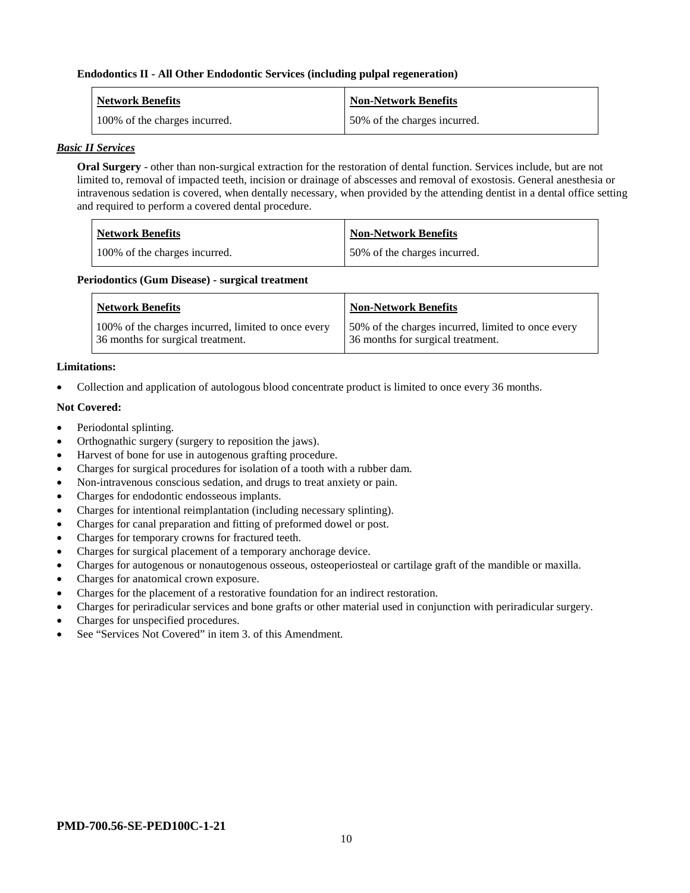**Endodontics II - All Other Endodontic Services (including pulpal regeneration)**

| Network Benefits | Non-Network Benefits |
| --- | --- |
| 100% of the charges incurred. | 50% of the charges incurred. |

***Basic II Services***

**Oral Surgery** - other than non-surgical extraction for the restoration of dental function. Services include, but are not limited to, removal of impacted teeth, incision or drainage of abscesses and removal of exostosis. General anesthesia or intravenous sedation is covered, when dentally necessary, when provided by the attending dentist in a dental office setting and required to perform a covered dental procedure.

| Network Benefits | Non-Network Benefits |
| --- | --- |
| 100% of the charges incurred. | 50% of the charges incurred. |

**Periodontics (Gum Disease) - surgical treatment**

| Network Benefits | Non-Network Benefits |
| --- | --- |
| 100% of the charges incurred, limited to once every 36 months for surgical treatment. | 50% of the charges incurred, limited to once every 36 months for surgical treatment. |

**Limitations:**

- Collection and application of autologous blood concentrate product is limited to once every 36 months.

**Not Covered:**

- Periodontal splinting.
- Orthognathic surgery (surgery to reposition the jaws).
- Harvest of bone for use in autogenous grafting procedure.
- Charges for surgical procedures for isolation of a tooth with a rubber dam.
- Non-intravenous conscious sedation, and drugs to treat anxiety or pain.
- Charges for endodontic endosseous implants.
- Charges for intentional reimplantation (including necessary splinting).
- Charges for canal preparation and fitting of preformed dowel or post.
- Charges for temporary crowns for fractured teeth.
- Charges for surgical placement of a temporary anchorage device.
- Charges for autogenous or nonautogenous osseous, osteoperiosteal or cartilage graft of the mandible or maxilla.
- Charges for anatomical crown exposure.
- Charges for the placement of a restorative foundation for an indirect restoration.
- Charges for periradicular services and bone grafts or other material used in conjunction with periradicular surgery.
- Charges for unspecified procedures.
- See "Services Not Covered" in item 3. of this Amendment.

**PMD-700.56-SE-PED100C-1-21**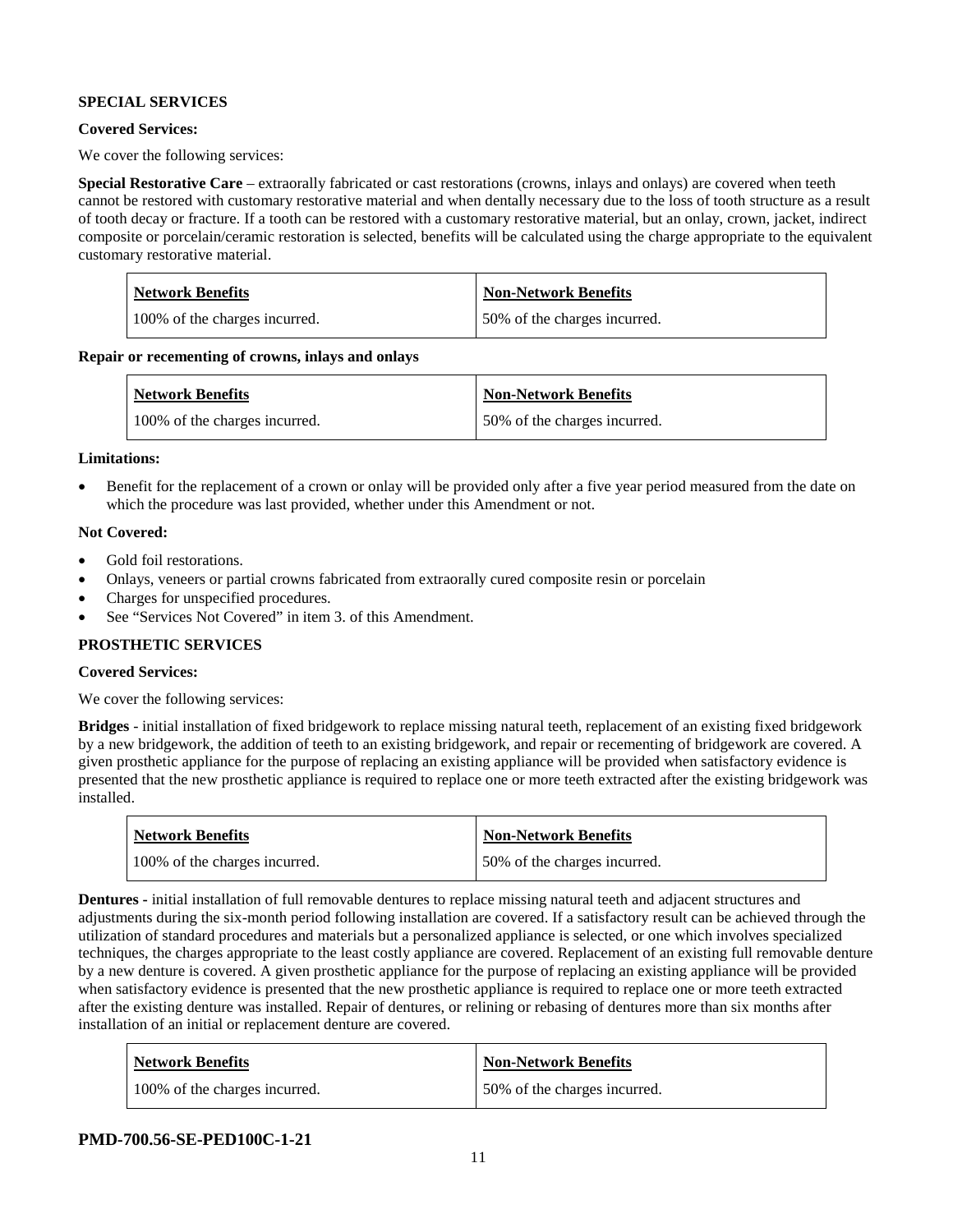**SPECIAL SERVICES**

**Covered Services:**

We cover the following services:

**Special Restorative Care** – extraorally fabricated or cast restorations (crowns, inlays and onlays) are covered when teeth cannot be restored with customary restorative material and when dentally necessary due to the loss of tooth structure as a result of tooth decay or fracture. If a tooth can be restored with a customary restorative material, but an onlay, crown, jacket, indirect composite or porcelain/ceramic restoration is selected, benefits will be calculated using the charge appropriate to the equivalent customary restorative material.

| Network Benefits | Non-Network Benefits |
| --- | --- |
| 100% of the charges incurred. | 50% of the charges incurred. |

**Repair or recementing of crowns, inlays and onlays**

| Network Benefits | Non-Network Benefits |
| --- | --- |
| 100% of the charges incurred. | 50% of the charges incurred. |

**Limitations:**

- Benefit for the replacement of a crown or onlay will be provided only after a five year period measured from the date on which the procedure was last provided, whether under this Amendment or not.

**Not Covered:**

- Gold foil restorations.
- Onlays, veneers or partial crowns fabricated from extraorally cured composite resin or porcelain
- Charges for unspecified procedures.
- See "Services Not Covered" in item 3. of this Amendment.

**PROSTHETIC SERVICES**

**Covered Services:**

We cover the following services:

**Bridges** - initial installation of fixed bridgework to replace missing natural teeth, replacement of an existing fixed bridgework by a new bridgework, the addition of teeth to an existing bridgework, and repair or recementing of bridgework are covered. A given prosthetic appliance for the purpose of replacing an existing appliance will be provided when satisfactory evidence is presented that the new prosthetic appliance is required to replace one or more teeth extracted after the existing bridgework was installed.

| Network Benefits | Non-Network Benefits |
| --- | --- |
| 100% of the charges incurred. | 50% of the charges incurred. |

**Dentures -** initial installation of full removable dentures to replace missing natural teeth and adjacent structures and adjustments during the six-month period following installation are covered. If a satisfactory result can be achieved through the utilization of standard procedures and materials but a personalized appliance is selected, or one which involves specialized techniques, the charges appropriate to the least costly appliance are covered. Replacement of an existing full removable denture by a new denture is covered. A given prosthetic appliance for the purpose of replacing an existing appliance will be provided when satisfactory evidence is presented that the new prosthetic appliance is required to replace one or more teeth extracted after the existing denture was installed. Repair of dentures, or relining or rebasing of dentures more than six months after installation of an initial or replacement denture are covered.

| Network Benefits | Non-Network Benefits |
| --- | --- |
| 100% of the charges incurred. | 50% of the charges incurred. |

**PMD-700.56-SE-PED100C-1-21**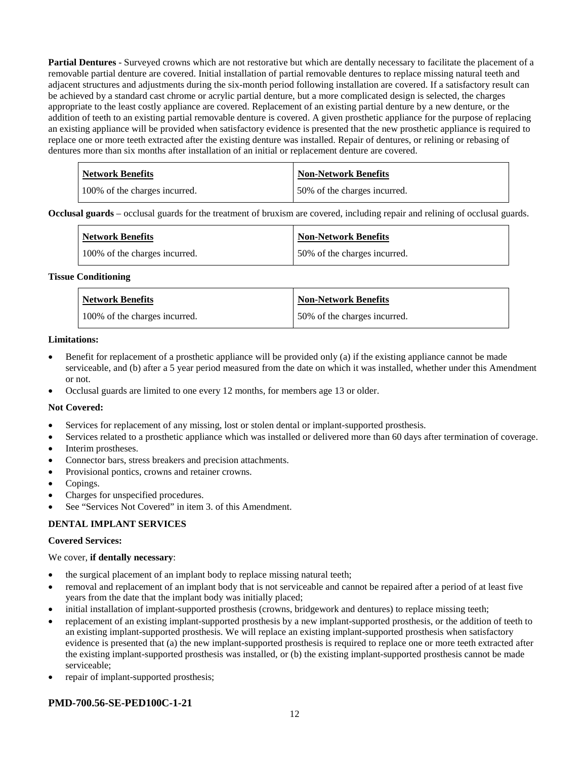**Partial Dentures** - Surveyed crowns which are not restorative but which are dentally necessary to facilitate the placement of a removable partial denture are covered. Initial installation of partial removable dentures to replace missing natural teeth and adjacent structures and adjustments during the six-month period following installation are covered. If a satisfactory result can be achieved by a standard cast chrome or acrylic partial denture, but a more complicated design is selected, the charges appropriate to the least costly appliance are covered. Replacement of an existing partial denture by a new denture, or the addition of teeth to an existing partial removable denture is covered. A given prosthetic appliance for the purpose of replacing an existing appliance will be provided when satisfactory evidence is presented that the new prosthetic appliance is required to replace one or more teeth extracted after the existing denture was installed. Repair of dentures, or relining or rebasing of dentures more than six months after installation of an initial or replacement denture are covered.

| Network Benefits | Non-Network Benefits |
|---|---|
| 100% of the charges incurred. | 50% of the charges incurred. |

**Occlusal guards** – occlusal guards for the treatment of bruxism are covered, including repair and relining of occlusal guards.

| Network Benefits | Non-Network Benefits |
|---|---|
| 100% of the charges incurred. | 50% of the charges incurred. |

**Tissue Conditioning**

| Network Benefits | Non-Network Benefits |
|---|---|
| 100% of the charges incurred. | 50% of the charges incurred. |

**Limitations:**

- Benefit for replacement of a prosthetic appliance will be provided only (a) if the existing appliance cannot be made serviceable, and (b) after a 5 year period measured from the date on which it was installed, whether under this Amendment or not.
- Occlusal guards are limited to one every 12 months, for members age 13 or older.

**Not Covered:**

- Services for replacement of any missing, lost or stolen dental or implant-supported prosthesis.
- Services related to a prosthetic appliance which was installed or delivered more than 60 days after termination of coverage.
- Interim prostheses.
- Connector bars, stress breakers and precision attachments.
- Provisional pontics, crowns and retainer crowns.
- Copings.
- Charges for unspecified procedures.
- See "Services Not Covered" in item 3. of this Amendment.

**DENTAL IMPLANT SERVICES**

**Covered Services:**

We cover, **if dentally necessary**:

- the surgical placement of an implant body to replace missing natural teeth;
- removal and replacement of an implant body that is not serviceable and cannot be repaired after a period of at least five years from the date that the implant body was initially placed;
- initial installation of implant-supported prosthesis (crowns, bridgework and dentures) to replace missing teeth;
- replacement of an existing implant-supported prosthesis by a new implant-supported prosthesis, or the addition of teeth to an existing implant-supported prosthesis. We will replace an existing implant-supported prosthesis when satisfactory evidence is presented that (a) the new implant-supported prosthesis is required to replace one or more teeth extracted after the existing implant-supported prosthesis was installed, or (b) the existing implant-supported prosthesis cannot be made serviceable;
- repair of implant-supported prosthesis;

**PMD-700.56-SE-PED100C-1-21**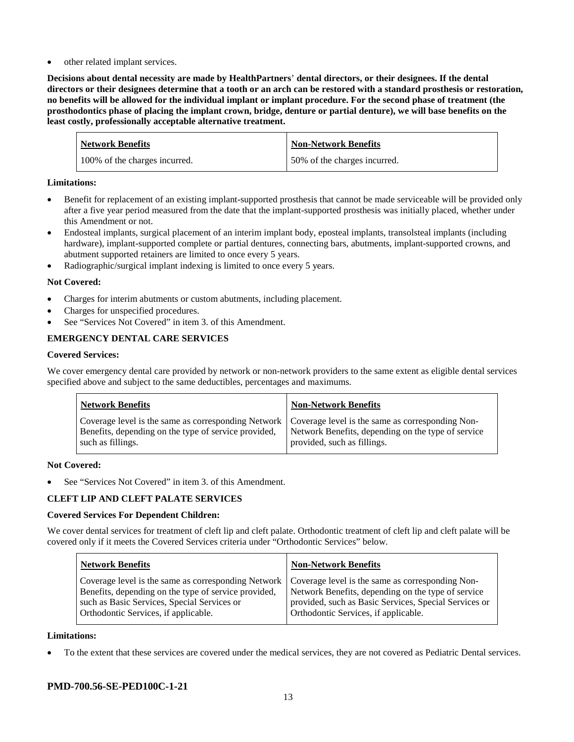- other related implant services.

**Decisions about dental necessity are made by HealthPartners' dental directors, or their designees. If the dental directors or their designees determine that a tooth or an arch can be restored with a standard prosthesis or restoration, no benefits will be allowed for the individual implant or implant procedure. For the second phase of treatment (the prosthodontics phase of placing the implant crown, bridge, denture or partial denture), we will base benefits on the least costly, professionally acceptable alternative treatment.**

| Network Benefits | Non-Network Benefits |
|---|---|
| 100% of the charges incurred. | 50% of the charges incurred. |

**Limitations:**

- Benefit for replacement of an existing implant-supported prosthesis that cannot be made serviceable will be provided only after a five year period measured from the date that the implant-supported prosthesis was initially placed, whether under this Amendment or not.
- Endosteal implants, surgical placement of an interim implant body, eposteal implants, transolsteal implants (including hardware), implant-supported complete or partial dentures, connecting bars, abutments, implant-supported crowns, and abutment supported retainers are limited to once every 5 years.
- Radiographic/surgical implant indexing is limited to once every 5 years.

**Not Covered:**

- Charges for interim abutments or custom abutments, including placement.
- Charges for unspecified procedures.
- See "Services Not Covered" in item 3. of this Amendment.

**EMERGENCY DENTAL CARE SERVICES**

**Covered Services:**

We cover emergency dental care provided by network or non-network providers to the same extent as eligible dental services specified above and subject to the same deductibles, percentages and maximums.

| Network Benefits | Non-Network Benefits |
|---|---|
| Coverage level is the same as corresponding Network Benefits, depending on the type of service provided, such as fillings. | Coverage level is the same as corresponding Non-Network Benefits, depending on the type of service provided, such as fillings. |

**Not Covered:**

- See "Services Not Covered" in item 3. of this Amendment.

**CLEFT LIP AND CLEFT PALATE SERVICES**

**Covered Services For Dependent Children:**

We cover dental services for treatment of cleft lip and cleft palate. Orthodontic treatment of cleft lip and cleft palate will be covered only if it meets the Covered Services criteria under "Orthodontic Services" below.

| Network Benefits | Non-Network Benefits |
|---|---|
| Coverage level is the same as corresponding Network Benefits, depending on the type of service provided, such as Basic Services, Special Services or Orthodontic Services, if applicable. | Coverage level is the same as corresponding Non-Network Benefits, depending on the type of service provided, such as Basic Services, Special Services or Orthodontic Services, if applicable. |

**Limitations:**

- To the extent that these services are covered under the medical services, they are not covered as Pediatric Dental services.

**PMD-700.56-SE-PED100C-1-21**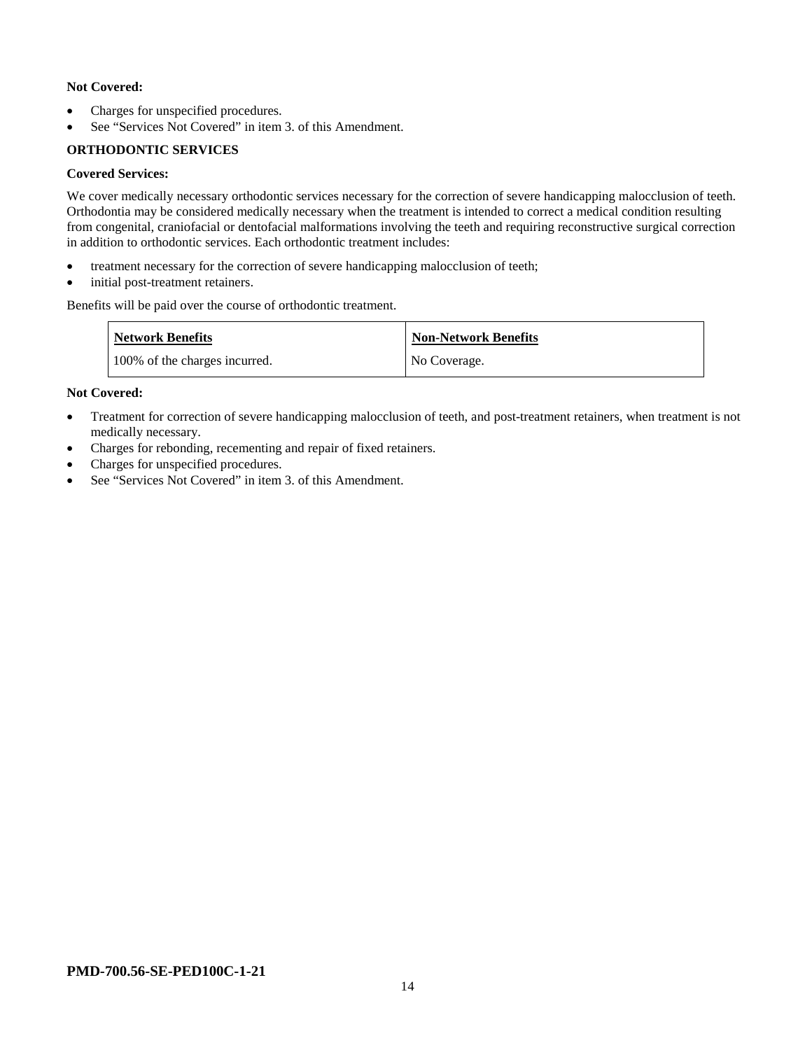**Not Covered:**

- Charges for unspecified procedures.
- See "Services Not Covered" in item 3. of this Amendment.

**ORTHODONTIC SERVICES**

**Covered Services:**

We cover medically necessary orthodontic services necessary for the correction of severe handicapping malocclusion of teeth. Orthodontia may be considered medically necessary when the treatment is intended to correct a medical condition resulting from congenital, craniofacial or dentofacial malformations involving the teeth and requiring reconstructive surgical correction in addition to orthodontic services. Each orthodontic treatment includes:

- treatment necessary for the correction of severe handicapping malocclusion of teeth;
- initial post-treatment retainers.

Benefits will be paid over the course of orthodontic treatment.

| Network Benefits | Non-Network Benefits |
|---|---|
| 100% of the charges incurred. | No Coverage. |

**Not Covered:**

- Treatment for correction of severe handicapping malocclusion of teeth, and post-treatment retainers, when treatment is not medically necessary.
- Charges for rebonding, recementing and repair of fixed retainers.
- Charges for unspecified procedures.
- See "Services Not Covered" in item 3. of this Amendment.

**PMD-700.56-SE-PED100C-1-21**